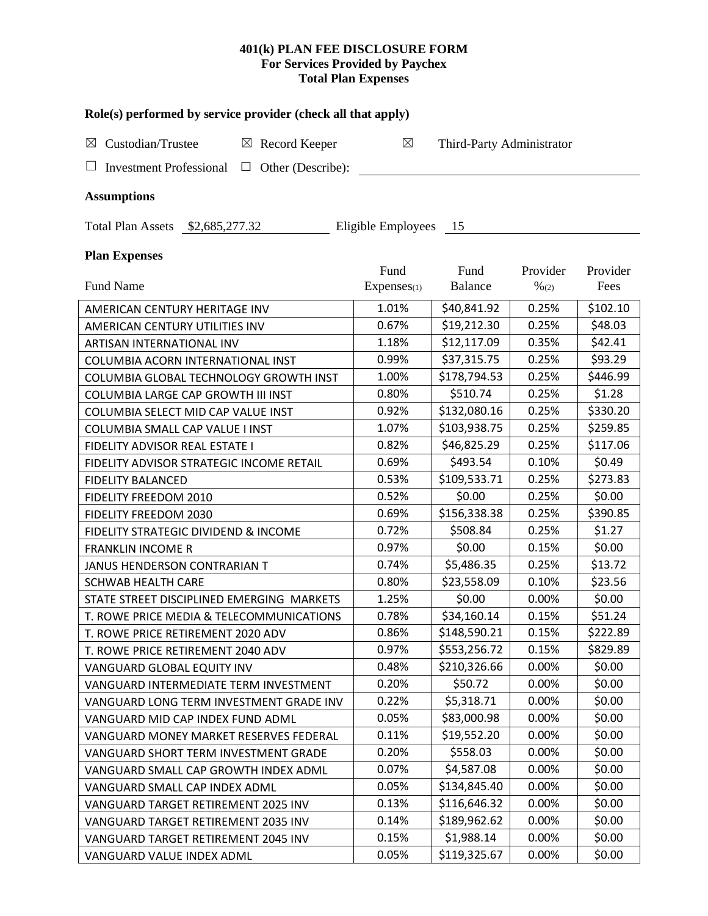**401(k) PLAN FEE DISCLOSURE FORM**
**For Services Provided by Paychex**
**Total Plan Expenses**

### Role(s) performed by service provider (check all that apply)

☒ Custodian/Trustee ☒ Record Keeper ☒ Third-Party Administrator

☐ Investment Professional ☐ Other (Describe): ________________

### Assumptions

Total Plan Assets $2,685,277.32 Eligible Employees 15

### Plan Expenses

| Fund Name | Fund Expenses(1) | Fund Balance | Provider %(2) | Provider Fees |
|---|---|---|---|---|
| AMERICAN CENTURY HERITAGE INV | 1.01% | $40,841.92 | 0.25% | $102.10 |
| AMERICAN CENTURY UTILITIES INV | 0.67% | $19,212.30 | 0.25% | $48.03 |
| ARTISAN INTERNATIONAL INV | 1.18% | $12,117.09 | 0.35% | $42.41 |
| COLUMBIA ACORN INTERNATIONAL INST | 0.99% | $37,315.75 | 0.25% | $93.29 |
| COLUMBIA GLOBAL TECHNOLOGY GROWTH INST | 1.00% | $178,794.53 | 0.25% | $446.99 |
| COLUMBIA LARGE CAP GROWTH III INST | 0.80% | $510.74 | 0.25% | $1.28 |
| COLUMBIA SELECT MID CAP VALUE INST | 0.92% | $132,080.16 | 0.25% | $330.20 |
| COLUMBIA SMALL CAP VALUE I INST | 1.07% | $103,938.75 | 0.25% | $259.85 |
| FIDELITY ADVISOR REAL ESTATE I | 0.82% | $46,825.29 | 0.25% | $117.06 |
| FIDELITY ADVISOR STRATEGIC INCOME RETAIL | 0.69% | $493.54 | 0.10% | $0.49 |
| FIDELITY BALANCED | 0.53% | $109,533.71 | 0.25% | $273.83 |
| FIDELITY FREEDOM 2010 | 0.52% | $0.00 | 0.25% | $0.00 |
| FIDELITY FREEDOM 2030 | 0.69% | $156,338.38 | 0.25% | $390.85 |
| FIDELITY STRATEGIC DIVIDEND & INCOME | 0.72% | $508.84 | 0.25% | $1.27 |
| FRANKLIN INCOME R | 0.97% | $0.00 | 0.15% | $0.00 |
| JANUS HENDERSON CONTRARIAN T | 0.74% | $5,486.35 | 0.25% | $13.72 |
| SCHWAB HEALTH CARE | 0.80% | $23,558.09 | 0.10% | $23.56 |
| STATE STREET DISCIPLINED EMERGING MARKETS | 1.25% | $0.00 | 0.00% | $0.00 |
| T. ROWE PRICE MEDIA & TELECOMMUNICATIONS | 0.78% | $34,160.14 | 0.15% | $51.24 |
| T. ROWE PRICE RETIREMENT 2020 ADV | 0.86% | $148,590.21 | 0.15% | $222.89 |
| T. ROWE PRICE RETIREMENT 2040 ADV | 0.97% | $553,256.72 | 0.15% | $829.89 |
| VANGUARD GLOBAL EQUITY INV | 0.48% | $210,326.66 | 0.00% | $0.00 |
| VANGUARD INTERMEDIATE TERM INVESTMENT | 0.20% | $50.72 | 0.00% | $0.00 |
| VANGUARD LONG TERM INVESTMENT GRADE INV | 0.22% | $5,318.71 | 0.00% | $0.00 |
| VANGUARD MID CAP INDEX FUND ADML | 0.05% | $83,000.98 | 0.00% | $0.00 |
| VANGUARD MONEY MARKET RESERVES FEDERAL | 0.11% | $19,552.20 | 0.00% | $0.00 |
| VANGUARD SHORT TERM INVESTMENT GRADE | 0.20% | $558.03 | 0.00% | $0.00 |
| VANGUARD SMALL CAP GROWTH INDEX ADML | 0.07% | $4,587.08 | 0.00% | $0.00 |
| VANGUARD SMALL CAP INDEX ADML | 0.05% | $134,845.40 | 0.00% | $0.00 |
| VANGUARD TARGET RETIREMENT 2025 INV | 0.13% | $116,646.32 | 0.00% | $0.00 |
| VANGUARD TARGET RETIREMENT 2035 INV | 0.14% | $189,962.62 | 0.00% | $0.00 |
| VANGUARD TARGET RETIREMENT 2045 INV | 0.15% | $1,988.14 | 0.00% | $0.00 |
| VANGUARD VALUE INDEX ADML | 0.05% | $119,325.67 | 0.00% | $0.00 |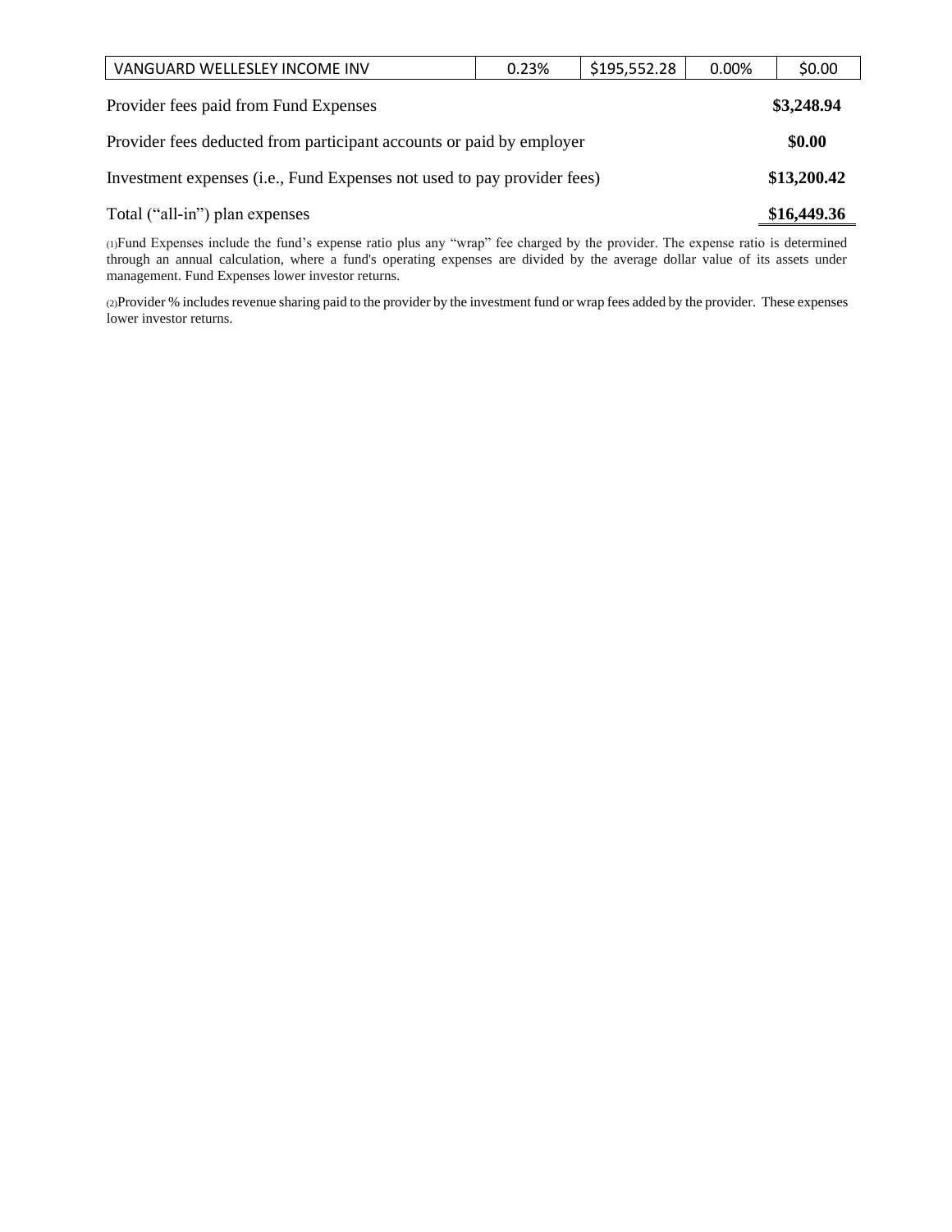| VANGUARD WELLESLEY INCOME INV | 0.23% | $195,552.28 | 0.00% | $0.00 |
|---|---|---|---|---|

| | |
|---|---|
| Provider fees paid from Fund Expenses | **$3,248.94** |
| Provider fees deducted from participant accounts or paid by employer | **$0.00** |
| Investment expenses (i.e., Fund Expenses not used to pay provider fees) | **$13,200.42** |
| Total ("all-in") plan expenses | **$16,449.36** |

(1)Fund Expenses include the fund's expense ratio plus any "wrap" fee charged by the provider. The expense ratio is determined through an annual calculation, where a fund's operating expenses are divided by the average dollar value of its assets under management. Fund Expenses lower investor returns.

(2)Provider % includes revenue sharing paid to the provider by the investment fund or wrap fees added by the provider. These expenses lower investor returns.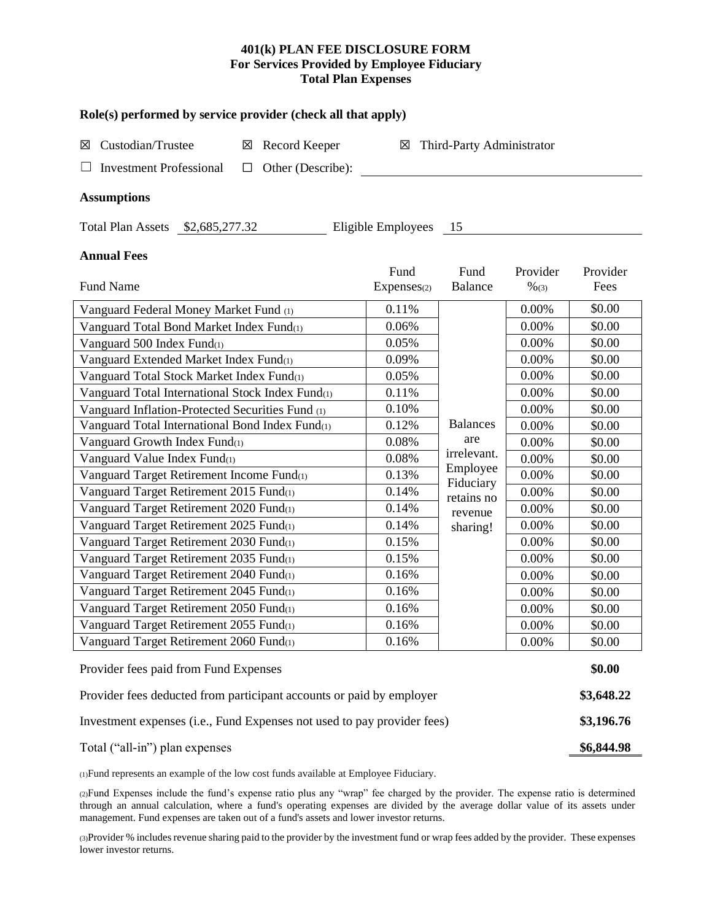**401(k) PLAN FEE DISCLOSURE FORM**
**For Services Provided by Employee Fiduciary**
**Total Plan Expenses**

**Role(s) performed by service provider (check all that apply)**

☒ Custodian/Trustee ☒ Record Keeper ☒ Third-Party Administrator

☐ Investment Professional ☐ Other (Describe): ____________________

**Assumptions**

Total Plan Assets $2,685,277.32 Eligible Employees 15

**Annual Fees**

| Fund Name | Fund Expenses(2) | Fund Balance | Provider %(3) | Provider Fees |
|---|---|---|---|---|
| Vanguard Federal Money Market Fund (1) | 0.11% | Balances are irrelevant. Employee Fiduciary retains no revenue sharing! | 0.00% | $0.00 |
| Vanguard Total Bond Market Index Fund(1) | 0.06% | | 0.00% | $0.00 |
| Vanguard 500 Index Fund(1) | 0.05% | | 0.00% | $0.00 |
| Vanguard Extended Market Index Fund(1) | 0.09% | | 0.00% | $0.00 |
| Vanguard Total Stock Market Index Fund(1) | 0.05% | | 0.00% | $0.00 |
| Vanguard Total International Stock Index Fund(1) | 0.11% | | 0.00% | $0.00 |
| Vanguard Inflation-Protected Securities Fund (1) | 0.10% | | 0.00% | $0.00 |
| Vanguard Total International Bond Index Fund(1) | 0.12% | | 0.00% | $0.00 |
| Vanguard Growth Index Fund(1) | 0.08% | | 0.00% | $0.00 |
| Vanguard Value Index Fund(1) | 0.08% | | 0.00% | $0.00 |
| Vanguard Target Retirement Income Fund(1) | 0.13% | | 0.00% | $0.00 |
| Vanguard Target Retirement 2015 Fund(1) | 0.14% | | 0.00% | $0.00 |
| Vanguard Target Retirement 2020 Fund(1) | 0.14% | | 0.00% | $0.00 |
| Vanguard Target Retirement 2025 Fund(1) | 0.14% | | 0.00% | $0.00 |
| Vanguard Target Retirement 2030 Fund(1) | 0.15% | | 0.00% | $0.00 |
| Vanguard Target Retirement 2035 Fund(1) | 0.15% | | 0.00% | $0.00 |
| Vanguard Target Retirement 2040 Fund(1) | 0.16% | | 0.00% | $0.00 |
| Vanguard Target Retirement 2045 Fund(1) | 0.16% | | 0.00% | $0.00 |
| Vanguard Target Retirement 2050 Fund(1) | 0.16% | | 0.00% | $0.00 |
| Vanguard Target Retirement 2055 Fund(1) | 0.16% | | 0.00% | $0.00 |
| Vanguard Target Retirement 2060 Fund(1) | 0.16% | | 0.00% | $0.00 |

| | |
|---|---|
| Provider fees paid from Fund Expenses | **$0.00** |
| Provider fees deducted from participant accounts or paid by employer | **$3,648.22** |
| Investment expenses (i.e., Fund Expenses not used to pay provider fees) | **$3,196.76** |
| Total ("all-in") plan expenses | **$6,844.98** |

(1)Fund represents an example of the low cost funds available at Employee Fiduciary.

(2)Fund Expenses include the fund's expense ratio plus any "wrap" fee charged by the provider. The expense ratio is determined through an annual calculation, where a fund's operating expenses are divided by the average dollar value of its assets under management. Fund expenses are taken out of a fund's assets and lower investor returns.

(3)Provider % includes revenue sharing paid to the provider by the investment fund or wrap fees added by the provider. These expenses lower investor returns.